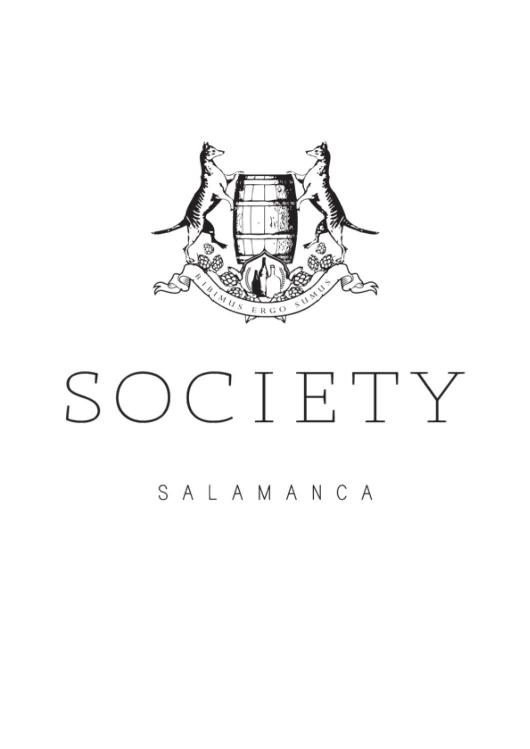BIBIMUS ERGO SUMUS

# SOCIETY

SALAMANCA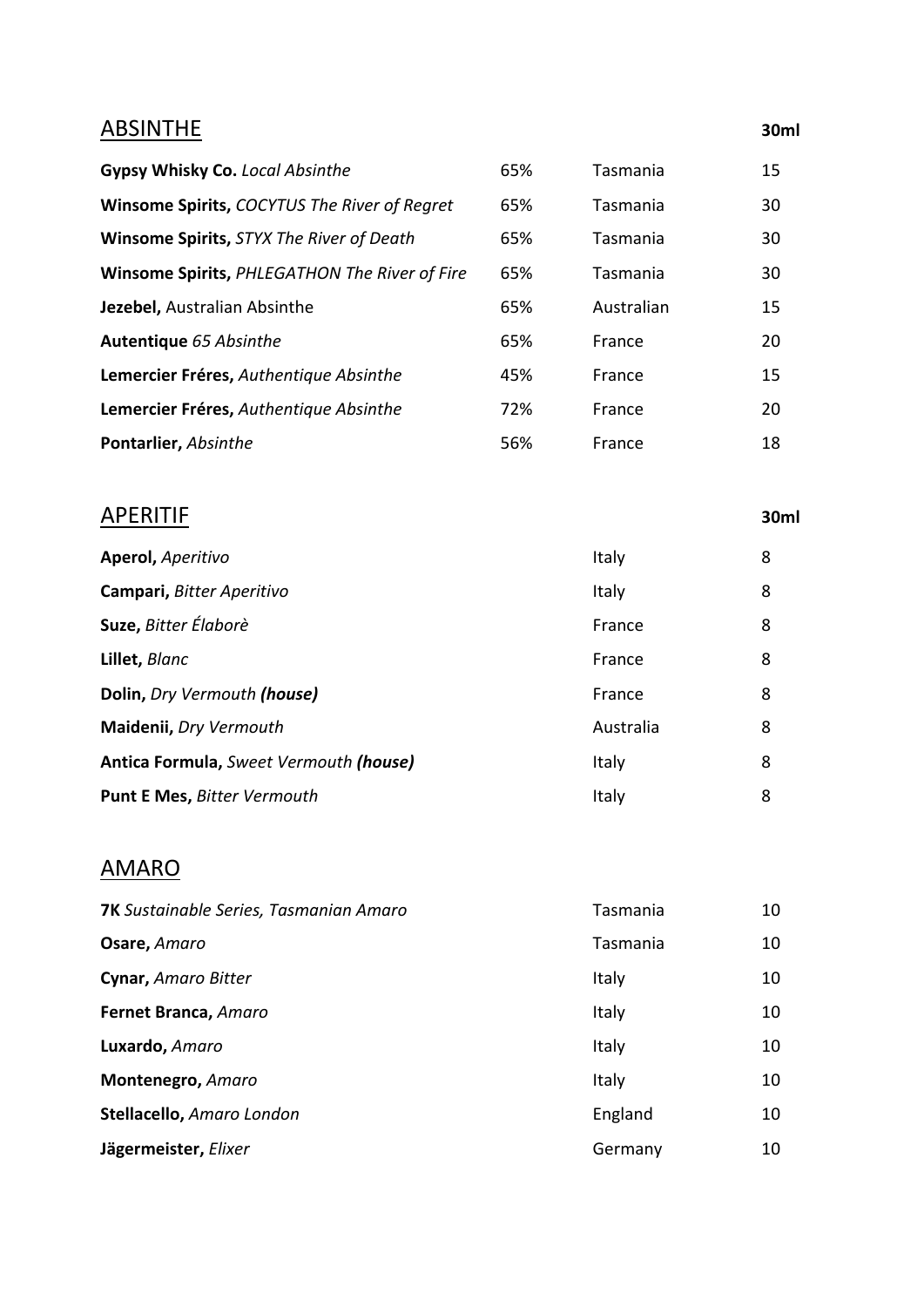## ABSINTHE

| Item | ABV | Origin | 30ml |
|---|---|---|---|
| **Gypsy Whisky Co.** *Local Absinthe* | 65% | Tasmania | 15 |
| **Winsome Spirits,** *COCYTUS The River of Regret* | 65% | Tasmania | 30 |
| **Winsome Spirits,** *STYX The River of Death* | 65% | Tasmania | 30 |
| **Winsome Spirits,** *PHLEGATHON The River of Fire* | 65% | Tasmania | 30 |
| **Jezebel,** Australian Absinthe | 65% | Australian | 15 |
| **Autentique** *65 Absinthe* | 65% | France | 20 |
| **Lemercier Fréres,** *Authentique Absinthe* | 45% | France | 15 |
| **Lemercier Fréres,** *Authentique Absinthe* | 72% | France | 20 |
| **Pontarlier,** *Absinthe* | 56% | France | 18 |

## APERITIF

| Item | Origin | 30ml |
|---|---|---|
| **Aperol,** *Aperitivo* | Italy | 8 |
| **Campari,** *Bitter Aperitivo* | Italy | 8 |
| **Suze,** *Bitter Élaborè* | France | 8 |
| **Lillet,** *Blanc* | France | 8 |
| **Dolin,** *Dry Vermouth* ***(house)*** | France | 8 |
| **Maidenii,** *Dry Vermouth* | Australia | 8 |
| **Antica Formula,** *Sweet Vermouth* ***(house)*** | Italy | 8 |
| **Punt E Mes,** *Bitter Vermouth* | Italy | 8 |

## AMARO

| Item | Origin | Price |
|---|---|---|
| **7K** *Sustainable Series, Tasmanian Amaro* | Tasmania | 10 |
| **Osare,** *Amaro* | Tasmania | 10 |
| **Cynar,** *Amaro Bitter* | Italy | 10 |
| **Fernet Branca,** *Amaro* | Italy | 10 |
| **Luxardo,** *Amaro* | Italy | 10 |
| **Montenegro,** *Amaro* | Italy | 10 |
| **Stellacello,** *Amaro London* | England | 10 |
| **Jägermeister,** *Elixer* | Germany | 10 |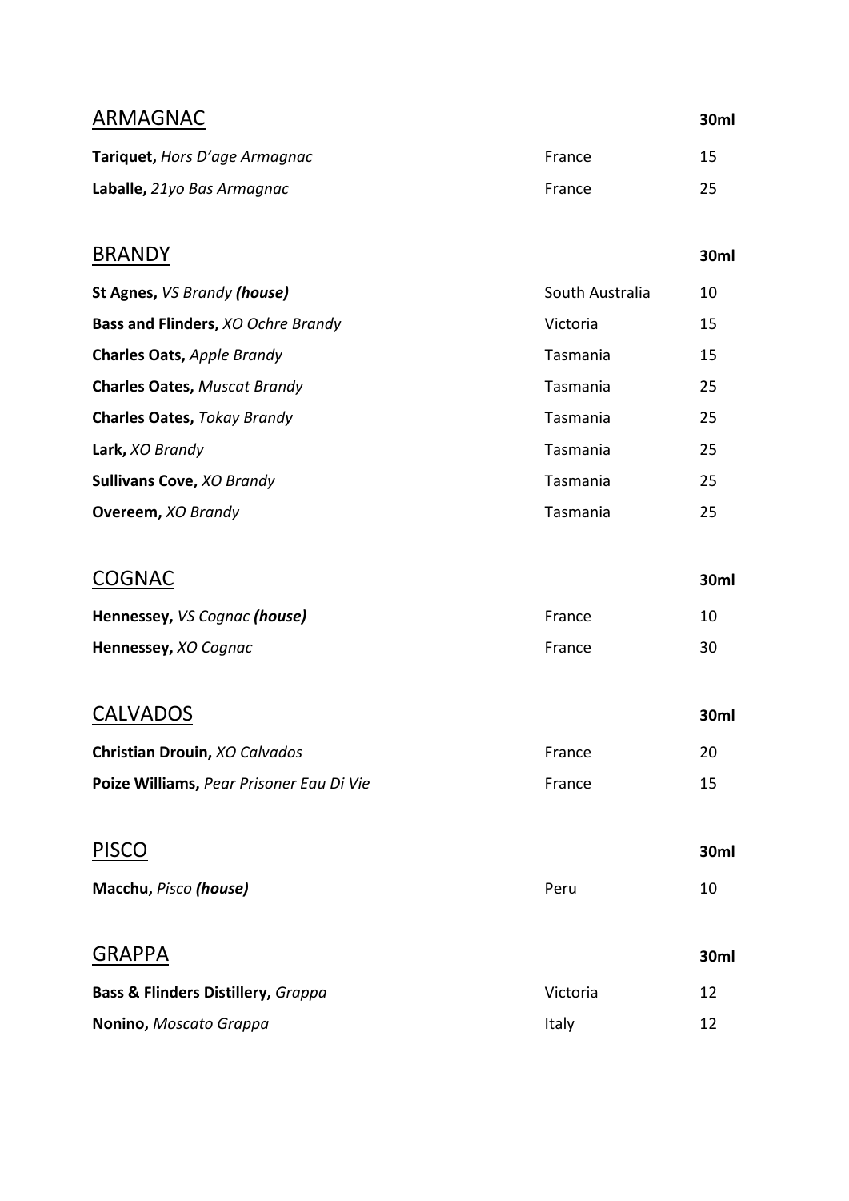## ARMAGNAC

| | | 30ml |
|---|---|---|
| **Tariquet,** *Hors D'age Armagnac* | France | 15 |
| **Laballe,** *21yo Bas Armagnac* | France | 25 |

## BRANDY

| | | 30ml |
|---|---|---|
| **St Agnes,** *VS Brandy* ***(house)*** | South Australia | 10 |
| **Bass and Flinders,** *XO Ochre Brandy* | Victoria | 15 |
| **Charles Oats,** *Apple Brandy* | Tasmania | 15 |
| **Charles Oates,** *Muscat Brandy* | Tasmania | 25 |
| **Charles Oates,** *Tokay Brandy* | Tasmania | 25 |
| **Lark,** *XO Brandy* | Tasmania | 25 |
| **Sullivans Cove,** *XO Brandy* | Tasmania | 25 |
| **Overeem,** *XO Brandy* | Tasmania | 25 |

## COGNAC

| | | 30ml |
|---|---|---|
| **Hennessey,** *VS Cognac* ***(house)*** | France | 10 |
| **Hennessey,** *XO Cognac* | France | 30 |

## CALVADOS

| | | 30ml |
|---|---|---|
| **Christian Drouin,** *XO Calvados* | France | 20 |
| **Poize Williams,** *Pear Prisoner Eau Di Vie* | France | 15 |

## PISCO

| | | 30ml |
|---|---|---|
| **Macchu,** *Pisco* ***(house)*** | Peru | 10 |

## GRAPPA

| | | 30ml |
|---|---|---|
| **Bass & Flinders Distillery,** *Grappa* | Victoria | 12 |
| **Nonino,** *Moscato Grappa* | Italy | 12 |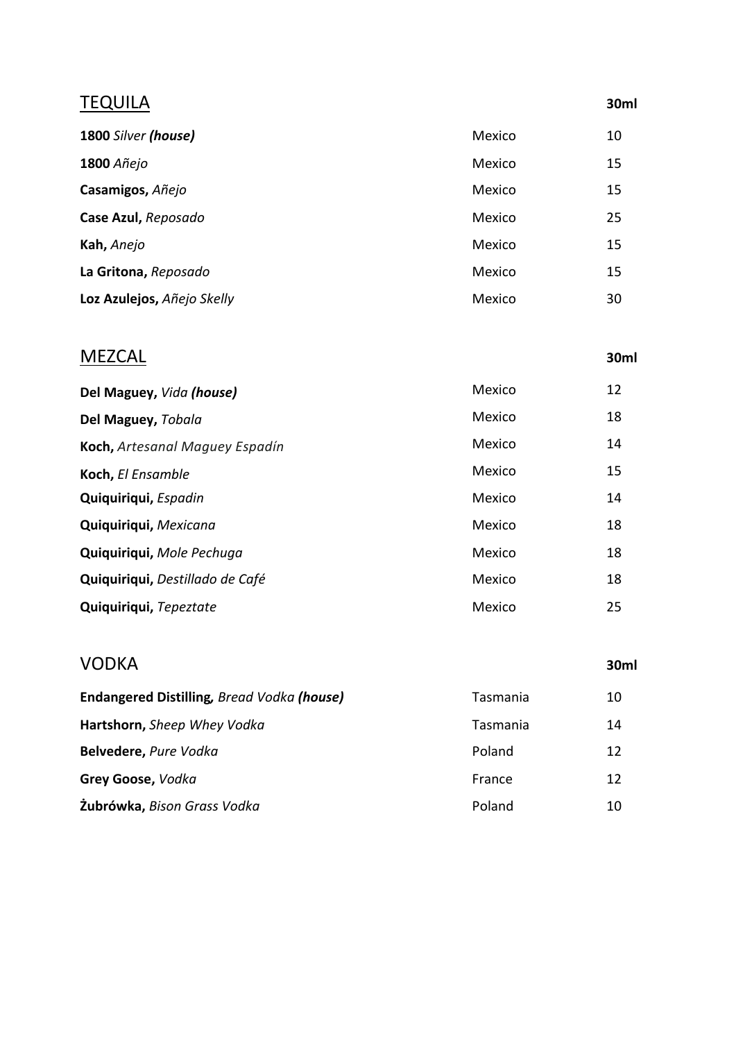## TEQUILA

| | | 30ml |
|---|---|---|
| **1800** *Silver **(house)*** | Mexico | 10 |
| **1800** *Añejo* | Mexico | 15 |
| **Casamigos,** *Añejo* | Mexico | 15 |
| **Case Azul,** *Reposado* | Mexico | 25 |
| **Kah,** *Anejo* | Mexico | 15 |
| **La Gritona,** *Reposado* | Mexico | 15 |
| **Loz Azulejos,** *Añejo Skelly* | Mexico | 30 |

## MEZCAL

| | | 30ml |
|---|---|---|
| **Del Maguey,** *Vida **(house)*** | Mexico | 12 |
| **Del Maguey,** *Tobala* | Mexico | 18 |
| **Koch,** *Artesanal Maguey Espadín* | Mexico | 14 |
| **Koch,** *El Ensamble* | Mexico | 15 |
| **Quiquiriqui,** *Espadin* | Mexico | 14 |
| **Quiquiriqui,** *Mexicana* | Mexico | 18 |
| **Quiquiriqui,** *Mole Pechuga* | Mexico | 18 |
| **Quiquiriqui,** *Destillado de Café* | Mexico | 18 |
| **Quiquiriqui,** *Tepeztate* | Mexico | 25 |

## VODKA

| | | 30ml |
|---|---|---|
| **Endangered Distilling,** *Bread Vodka **(house)*** | Tasmania | 10 |
| **Hartshorn,** *Sheep Whey Vodka* | Tasmania | 14 |
| **Belvedere,** *Pure Vodka* | Poland | 12 |
| **Grey Goose,** *Vodka* | France | 12 |
| **Żubrówka,** *Bison Grass Vodka* | Poland | 10 |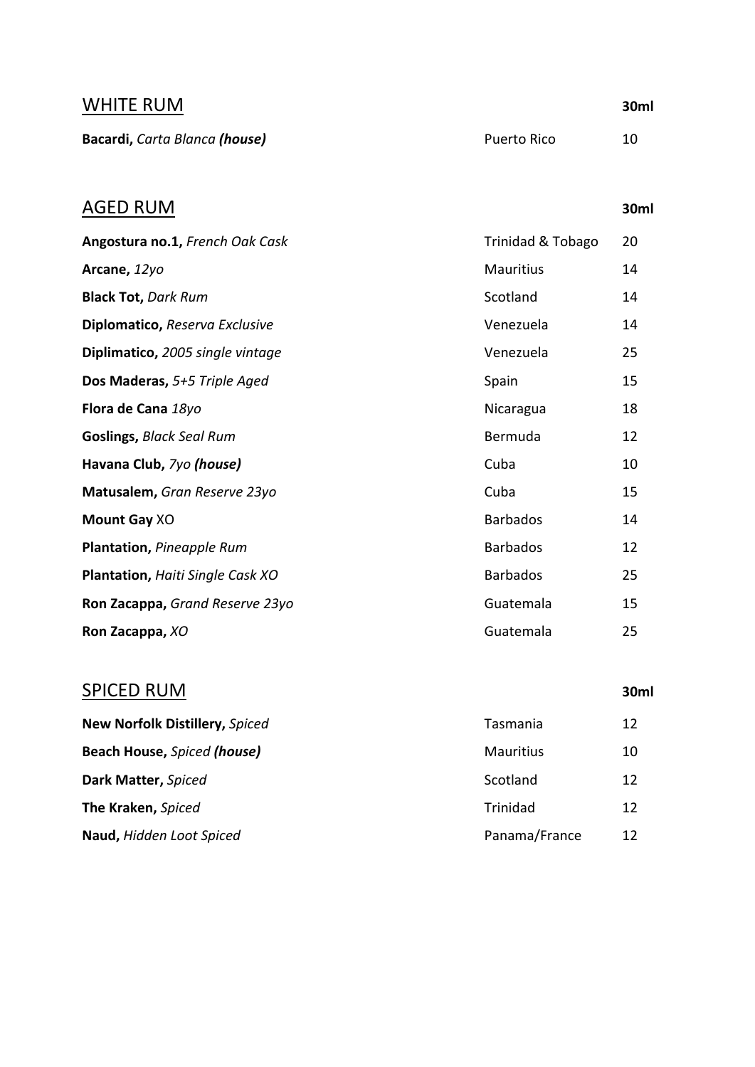## WHITE RUM

| | | 30ml |
|---|---|---|
| **Bacardi,** *Carta Blanca* ***(house)*** | Puerto Rico | 10 |

## AGED RUM

| | | 30ml |
|---|---|---|
| **Angostura no.1,** *French Oak Cask* | Trinidad & Tobago | 20 |
| **Arcane,** *12yo* | Mauritius | 14 |
| **Black Tot,** *Dark Rum* | Scotland | 14 |
| **Diplomatico,** *Reserva Exclusive* | Venezuela | 14 |
| **Diplimatico,** *2005 single vintage* | Venezuela | 25 |
| **Dos Maderas,** *5+5 Triple Aged* | Spain | 15 |
| **Flora de Cana** *18yo* | Nicaragua | 18 |
| **Goslings,** *Black Seal Rum* | Bermuda | 12 |
| **Havana Club,** *7yo* ***(house)*** | Cuba | 10 |
| **Matusalem,** *Gran Reserve 23yo* | Cuba | 15 |
| **Mount Gay** XO | Barbados | 14 |
| **Plantation,** *Pineapple Rum* | Barbados | 12 |
| **Plantation,** *Haiti Single Cask XO* | Barbados | 25 |
| **Ron Zacappa,** *Grand Reserve 23yo* | Guatemala | 15 |
| **Ron Zacappa,** *XO* | Guatemala | 25 |

## SPICED RUM

| | | 30ml |
|---|---|---|
| **New Norfolk Distillery,** *Spiced* | Tasmania | 12 |
| **Beach House,** *Spiced* ***(house)*** | Mauritius | 10 |
| **Dark Matter,** *Spiced* | Scotland | 12 |
| **The Kraken,** *Spiced* | Trinidad | 12 |
| **Naud,** *Hidden Loot Spiced* | Panama/France | 12 |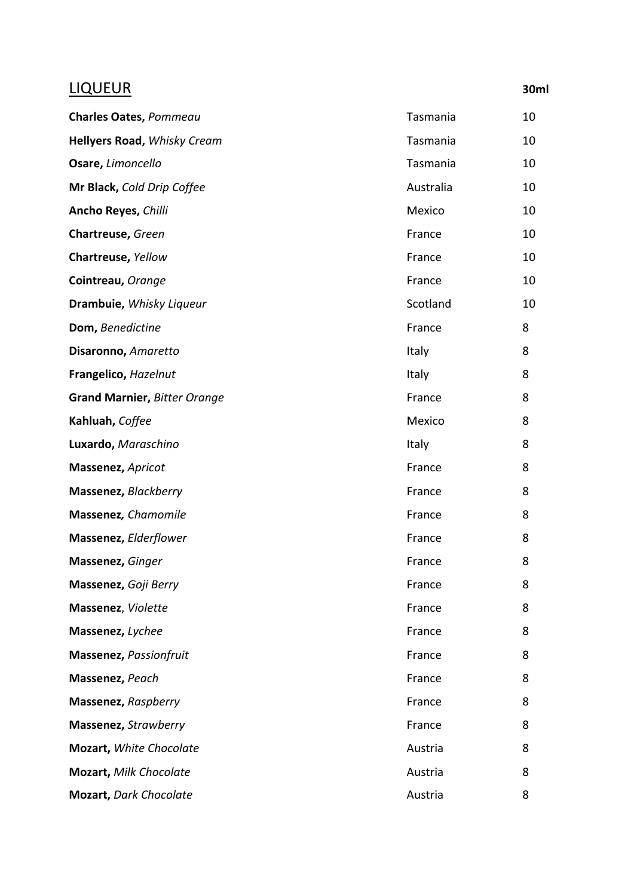## LIQUEUR

| | | 30ml |
|---|---|---|
| **Charles Oates,** *Pommeau* | Tasmania | 10 |
| **Hellyers Road,** *Whisky Cream* | Tasmania | 10 |
| **Osare,** *Limoncello* | Tasmania | 10 |
| **Mr Black,** *Cold Drip Coffee* | Australia | 10 |
| **Ancho Reyes,** *Chilli* | Mexico | 10 |
| **Chartreuse,** *Green* | France | 10 |
| **Chartreuse,** *Yellow* | France | 10 |
| **Cointreau,** *Orange* | France | 10 |
| **Drambuie,** *Whisky Liqueur* | Scotland | 10 |
| **Dom,** *Benedictine* | France | 8 |
| **Disaronno,** *Amaretto* | Italy | 8 |
| **Frangelico,** *Hazelnut* | Italy | 8 |
| **Grand Marnier,** *Bitter Orange* | France | 8 |
| **Kahluah,** *Coffee* | Mexico | 8 |
| **Luxardo,** *Maraschino* | Italy | 8 |
| **Massenez,** *Apricot* | France | 8 |
| **Massenez,** *Blackberry* | France | 8 |
| **Massenez,** *Chamomile* | France | 8 |
| **Massenez,** *Elderflower* | France | 8 |
| **Massenez,** *Ginger* | France | 8 |
| **Massenez,** *Goji Berry* | France | 8 |
| **Massenez**, *Violette* | France | 8 |
| **Massenez,** *Lychee* | France | 8 |
| **Massenez,** *Passionfruit* | France | 8 |
| **Massenez,** *Peach* | France | 8 |
| **Massenez,** *Raspberry* | France | 8 |
| **Massenez,** *Strawberry* | France | 8 |
| **Mozart,** *White Chocolate* | Austria | 8 |
| **Mozart,** *Milk Chocolate* | Austria | 8 |
| **Mozart,** *Dark Chocolate* | Austria | 8 |